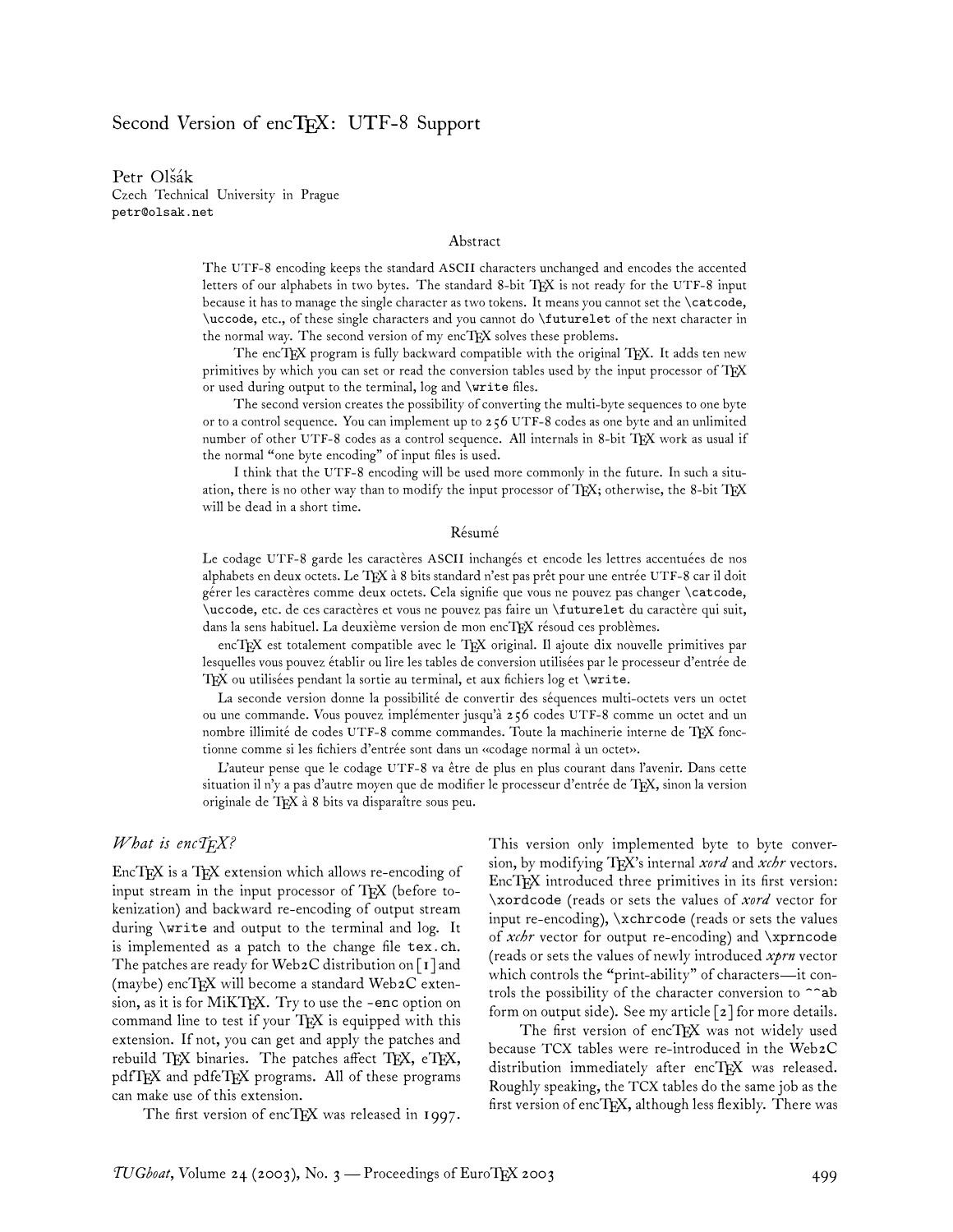# Second Version of encTEX: UTF-8 Support

Petr Olšák
Czech Technical University in Prague
petr@olsak.net

## Abstract

The UTF-8 encoding keeps the standard ASCII characters unchanged and encodes the accented letters of our alphabets in two bytes. The standard 8-bit TEX is not ready for the UTF-8 input because it has to manage the single character as two tokens. It means you cannot set the `\catcode`, `\uccode`, etc., of these single characters and you cannot do `\futurelet` of the next character in the normal way. The second version of my encTEX solves these problems.

The encTEX program is fully backward compatible with the original TEX. It adds ten new primitives by which you can set or read the conversion tables used by the input processor of TEX or used during output to the terminal, log and `\write` files.

The second version creates the possibility of converting the multi-byte sequences to one byte or to a control sequence. You can implement up to 256 UTF-8 codes as one byte and an unlimited number of other UTF-8 codes as a control sequence. All internals in 8-bit TEX work as usual if the normal "one byte encoding" of input files is used.

I think that the UTF-8 encoding will be used more commonly in the future. In such a situation, there is no other way than to modify the input processor of TEX; otherwise, the 8-bit TEX will be dead in a short time.

## Résumé

Le codage UTF-8 garde les caractères ASCII inchangés et encode les lettres accentuées de nos alphabets en deux octets. Le TEX à 8 bits standard n'est pas prêt pour une entrée UTF-8 car il doit gérer les caractères comme deux octets. Cela signifie que vous ne pouvez pas changer `\catcode`, `\uccode`, etc. de ces caractères et vous ne pouvez pas faire un `\futurelet` du caractère qui suit, dans la sens habituel. La deuxième version de mon encTEX résoud ces problèmes.

encTEX est totalement compatible avec le TEX original. Il ajoute dix nouvelle primitives par lesquelles vous pouvez établir ou lire les tables de conversion utilisées par le processeur d'entrée de TEX ou utilisées pendant la sortie au terminal, et aux fichiers log et `\write`.

La seconde version donne la possibilité de convertir des séquences multi-octets vers un octet ou une commande. Vous pouvez implémenter jusqu'à 256 codes UTF-8 comme un octet and un nombre illimité de codes UTF-8 comme commandes. Toute la machinerie interne de TEX fonctionne comme si les fichiers d'entrée sont dans un «codage normal à un octet».

L'auteur pense que le codage UTF-8 va être de plus en plus courant dans l'avenir. Dans cette situation il n'y a pas d'autre moyen que de modifier le processeur d'entrée de TEX, sinon la version originale de TEX à 8 bits va disparaître sous peu.

## *What is encTEX?*

EncTEX is a TEX extension which allows re-encoding of input stream in the input processor of TEX (before tokenization) and backward re-encoding of output stream during `\write` and output to the terminal and log. It is implemented as a patch to the change file `tex.ch`. The patches are ready for Web2C distribution on [1] and (maybe) encTEX will become a standard Web2C extension, as it is for MiKTEX. Try to use the `-enc` option on command line to test if your TEX is equipped with this extension. If not, you can get and apply the patches and rebuild TEX binaries. The patches affect TEX, eTEX, pdfTEX and pdfeTEX programs. All of these programs can make use of this extension.

The first version of encTEX was released in 1997. This version only implemented byte to byte conversion, by modifying TEX's internal *xord* and *xchr* vectors. EncTEX introduced three primitives in its first version: `\xordcode` (reads or sets the values of *xord* vector for input re-encoding), `\xchrcode` (reads or sets the values of *xchr* vector for output re-encoding) and `\xprncode` (reads or sets the values of newly introduced *xprn* vector which controls the "print-ability" of characters—it controls the possibility of the character conversion to `^^ab` form on output side). See my article [2] for more details.

The first version of encTEX was not widely used because TCX tables were re-introduced in the Web2C distribution immediately after encTEX was released. Roughly speaking, the TCX tables do the same job as the first version of encTEX, although less flexibly. There was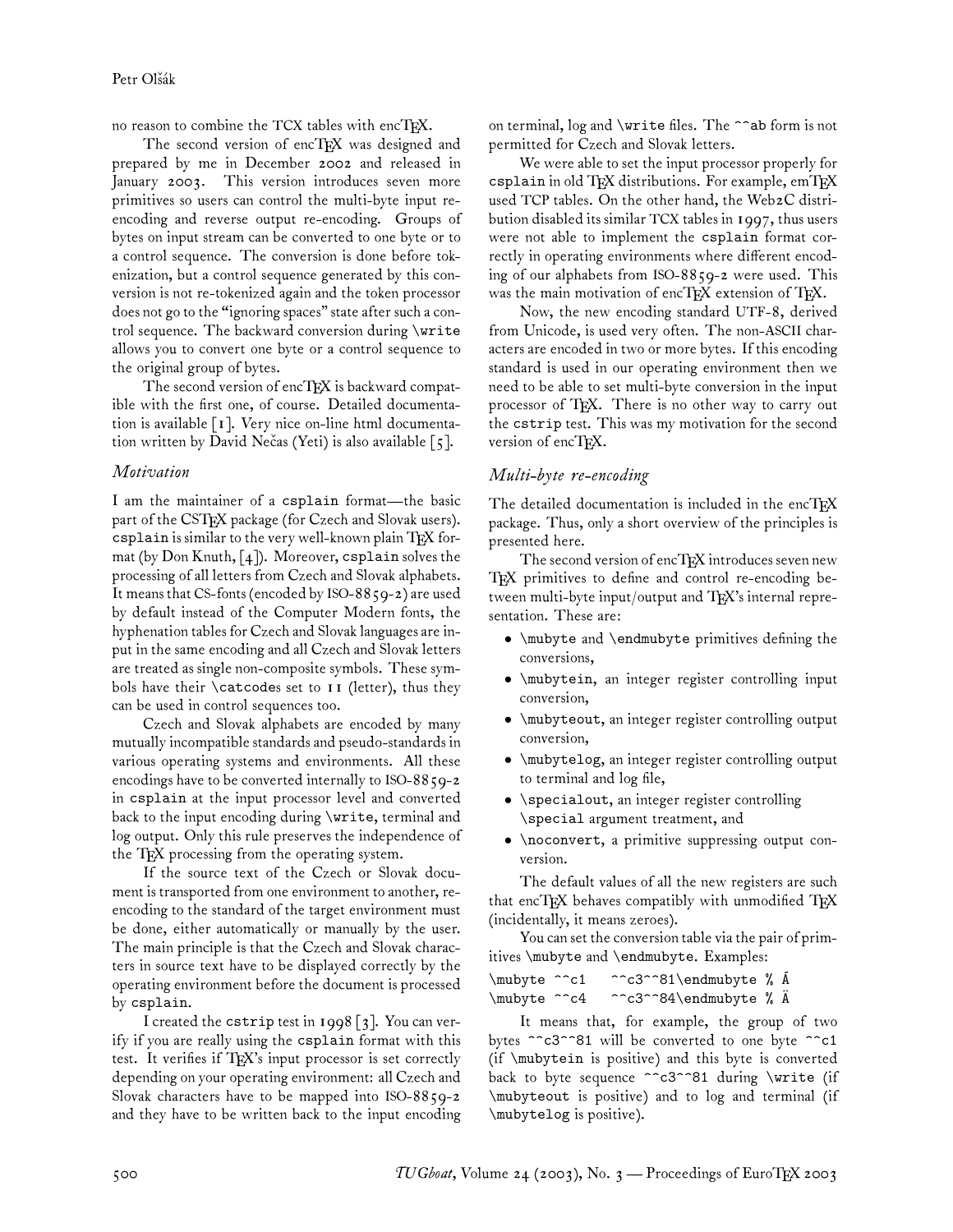no reason to combine the TCX tables with encTeX.

The second version of encTeX was designed and prepared by me in December 2002 and released in January 2003. This version introduces seven more primitives so users can control the multi-byte input re-encoding and reverse output re-encoding. Groups of bytes on input stream can be converted to one byte or to a control sequence. The conversion is done before tokenization, but a control sequence generated by this conversion is not re-tokenized again and the token processor does not go to the "ignoring spaces" state after such a control sequence. The backward conversion during `\write` allows you to convert one byte or a control sequence to the original group of bytes.

The second version of encTeX is backward compatible with the first one, of course. Detailed documentation is available [1]. Very nice on-line html documentation written by David Nečas (Yeti) is also available [5].

## *Motivation*

I am the maintainer of a `csplain` format—the basic part of the CSTeX package (for Czech and Slovak users). `csplain` is similar to the very well-known plain TeX format (by Don Knuth, [4]). Moreover, `csplain` solves the processing of all letters from Czech and Slovak alphabets. It means that CS-fonts (encoded by ISO-8859-2) are used by default instead of the Computer Modern fonts, the hyphenation tables for Czech and Slovak languages are input in the same encoding and all Czech and Slovak letters are treated as single non-composite symbols. These symbols have their `\catcode`s set to 11 (letter), thus they can be used in control sequences too.

Czech and Slovak alphabets are encoded by many mutually incompatible standards and pseudo-standards in various operating systems and environments. All these encodings have to be converted internally to ISO-8859-2 in `csplain` at the input processor level and converted back to the input encoding during `\write`, terminal and log output. Only this rule preserves the independence of the TeX processing from the operating system.

If the source text of the Czech or Slovak document is transported from one environment to another, re-encoding to the standard of the target environment must be done, either automatically or manually by the user. The main principle is that the Czech and Slovak characters in source text have to be displayed correctly by the operating environment before the document is processed by `csplain`.

I created the `cstrip` test in 1998 [3]. You can verify if you are really using the `csplain` format with this test. It verifies if TeX's input processor is set correctly depending on your operating environment: all Czech and Slovak characters have to be mapped into ISO-8859-2 and they have to be written back to the input encoding on terminal, log and `\write` files. The `^^ab` form is not permitted for Czech and Slovak letters.

We were able to set the input processor properly for `csplain` in old TeX distributions. For example, emTeX used TCP tables. On the other hand, the Web2C distribution disabled its similar TCX tables in 1997, thus users were not able to implement the `csplain` format correctly in operating environments where different encoding of our alphabets from ISO-8859-2 were used. This was the main motivation of encTeX extension of TeX.

Now, the new encoding standard UTF-8, derived from Unicode, is used very often. The non-ASCII characters are encoded in two or more bytes. If this encoding standard is used in our operating environment then we need to be able to set multi-byte conversion in the input processor of TeX. There is no other way to carry out the `cstrip` test. This was my motivation for the second version of encTeX.

## *Multi-byte re-encoding*

The detailed documentation is included in the encTeX package. Thus, only a short overview of the principles is presented here.

The second version of encTeX introduces seven new TeX primitives to define and control re-encoding between multi-byte input/output and TeX's internal representation. These are:

- `\mubyte` and `\endmubyte` primitives defining the conversions,
- `\mubytein`, an integer register controlling input conversion,
- `\mubyteout`, an integer register controlling output conversion,
- `\mubytelog`, an integer register controlling output to terminal and log file,
- `\specialout`, an integer register controlling `\special` argument treatment, and
- `\noconvert`, a primitive suppressing output conversion.

The default values of all the new registers are such that encTeX behaves compatibly with unmodified TeX (incidentally, it means zeroes).

You can set the conversion table via the pair of primitives `\mubyte` and `\endmubyte`. Examples:

```
\mubyte ^^c1    ^^c3^^81\endmubyte % Á
\mubyte ^^c4    ^^c3^^84\endmubyte % Ä
```

It means that, for example, the group of two bytes `^^c3^^81` will be converted to one byte `^^c1` (if `\mubytein` is positive) and this byte is converted back to byte sequence `^^c3^^81` during `\write` (if `\mubyteout` is positive) and to log and terminal (if `\mubytelog` is positive).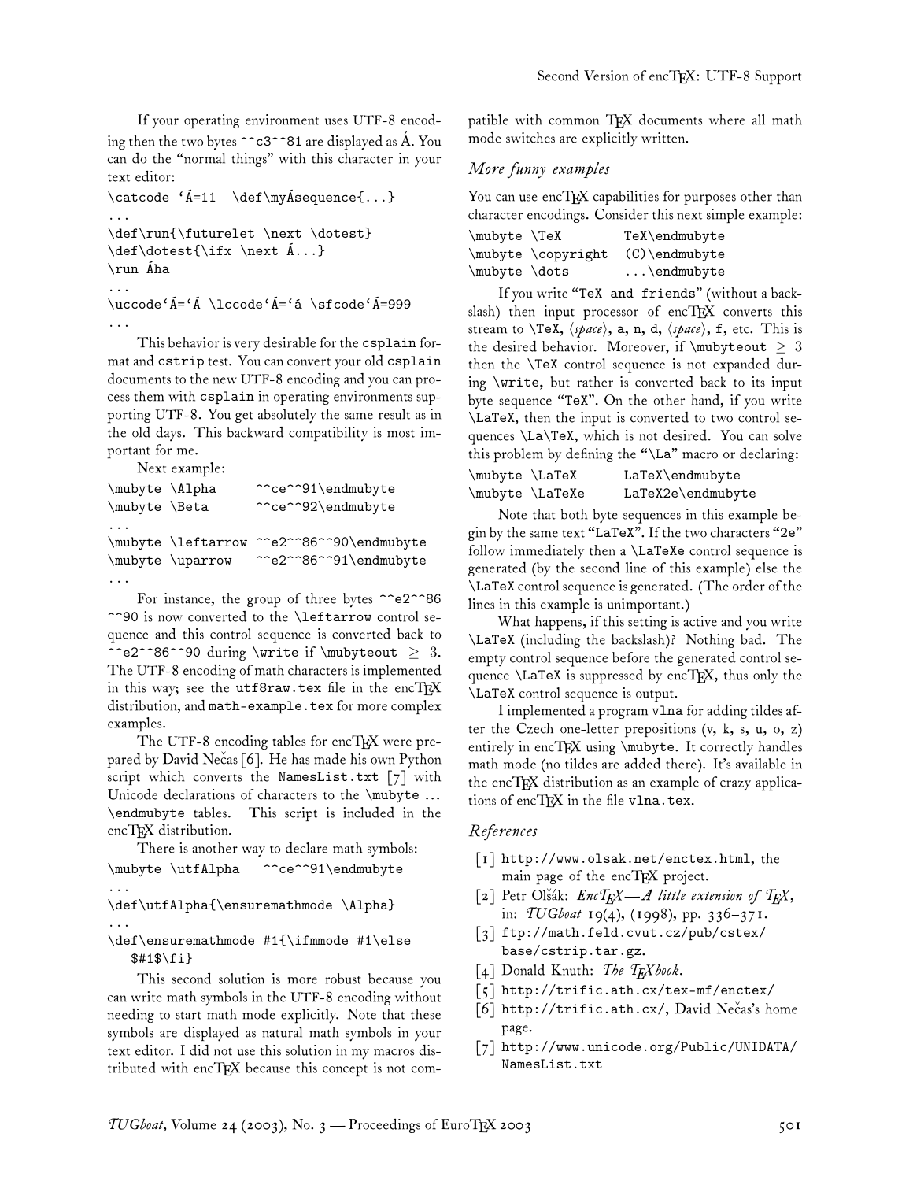If your operating environment uses UTF-8 encoding then the two bytes ^^c3^^81 are displayed as Á. You can do the "normal things" with this character in your text editor:

```
\catcode `Á=11  \def\myÁsequence{...}
...
\def\run{\futurelet \next \dotest}
\def\dotest{\ifx \next Á...}
\run Áha
...
\uccode`Á=`Á \lccode`Á=`á \sfcode`Á=999
...
```

This behavior is very desirable for the csplain format and cstrip test. You can convert your old csplain documents to the new UTF-8 encoding and you can process them with csplain in operating environments supporting UTF-8. You get absolutely the same result as in the old days. This backward compatibility is most important for me.

Next example:

```
\mubyte \Alpha      ^^ce^^91\endmubyte
\mubyte \Beta       ^^ce^^92\endmubyte
...
\mubyte \leftarrow ^^e2^^86^^90\endmubyte
\mubyte \uparrow    ^^e2^^86^^91\endmubyte
...
```

For instance, the group of three bytes ^^e2^^86 ^^90 is now converted to the \leftarrow control sequence and this control sequence is converted back to ^^e2^^86^^90 during \write if \mubyteout $\geq$ 3. The UTF-8 encoding of math characters is implemented in this way; see the utf8raw.tex file in the encTeX distribution, and math-example.tex for more complex examples.

The UTF-8 encoding tables for encTeX were prepared by David Nečas [6]. He has made his own Python script which converts the NamesList.txt [7] with Unicode declarations of characters to the \mubyte ... \endmubyte tables. This script is included in the encTeX distribution.

There is another way to declare math symbols:

```
\mubyte \utfAlpha   ^^ce^^91\endmubyte
...
\def\utfAlpha{\ensuremathmode \Alpha}
...
\def\ensuremathmode #1{\ifmmode #1\else
   $#1$\fi}
```

This second solution is more robust because you can write math symbols in the UTF-8 encoding without needing to start math mode explicitly. Note that these symbols are displayed as natural math symbols in your text editor. I did not use this solution in my macros distributed with encTeX because this concept is not compatible with common TeX documents where all math mode switches are explicitly written.

### *More funny examples*

You can use encTeX capabilities for purposes other than character encodings. Consider this next simple example:

```
\mubyte \TeX          TeX\endmubyte
\mubyte \copyright  (C)\endmubyte
\mubyte \dots         ...\endmubyte
```

If you write "TeX and friends" (without a backslash) then input processor of encTeX converts this stream to \TeX, ⟨*space*⟩, a, n, d, ⟨*space*⟩, f, etc. This is the desired behavior. Moreover, if \mubyteout $\geq$ 3 then the \TeX control sequence is not expanded during \write, but rather is converted back to its input byte sequence "TeX". On the other hand, if you write \LaTeX, then the input is converted to two control sequences \La\TeX, which is not desired. You can solve this problem by defining the "\La" macro or declaring:

```
\mubyte \LaTeX        LaTeX\endmubyte
\mubyte \LaTeXe       LaTeX2e\endmubyte
```

Note that both byte sequences in this example begin by the same text "LaTeX". If the two characters "2e" follow immediately then a \LaTeXe control sequence is generated (by the second line of this example) else the \LaTeX control sequence is generated. (The order of the lines in this example is unimportant.)

What happens, if this setting is active and you write \LaTeX (including the backslash)? Nothing bad. The empty control sequence before the generated control sequence \LaTeX is suppressed by encTeX, thus only the \LaTeX control sequence is output.

I implemented a program vlna for adding tildes after the Czech one-letter prepositions (v, k, s, u, o, z) entirely in encTeX using \mubyte. It correctly handles math mode (no tildes are added there). It's available in the encTeX distribution as an example of crazy applications of encTeX in the file vlna.tex.

### *References*

[1] http://www.olsak.net/enctex.html, the main page of the encTeX project.

[2] Petr Olšák: *EncTeX—A little extension of TeX*, in: *TUGboat* 19(4), (1998), pp. 336–371.

[3] ftp://math.feld.cvut.cz/pub/cstex/base/cstrip.tar.gz.

[4] Donald Knuth: *The TeXbook*.

[5] http://trific.ath.cx/tex-mf/enctex/

[6] http://trific.ath.cx/, David Nečas's home page.

[7] http://www.unicode.org/Public/UNIDATA/NamesList.txt